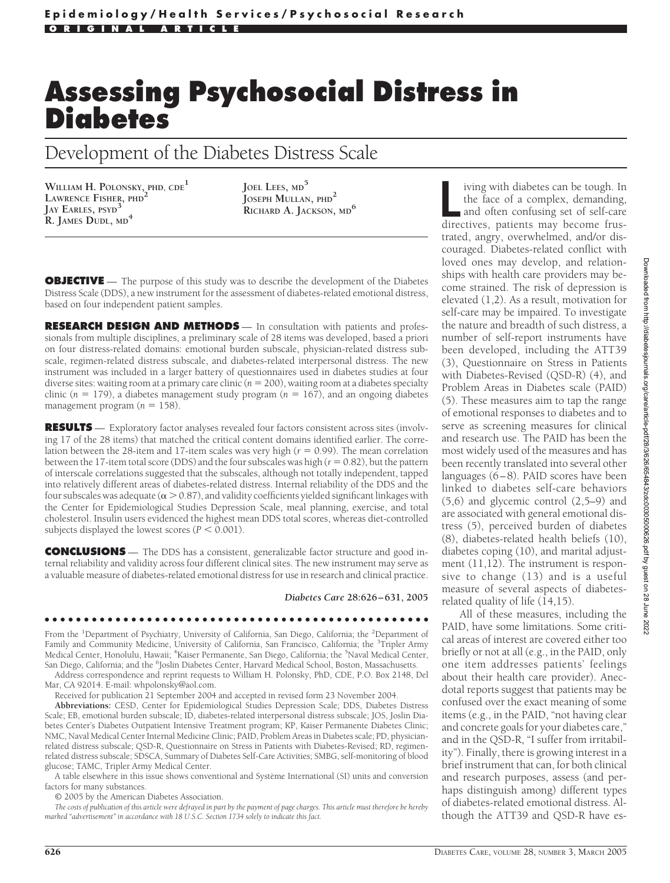Epidemiology/Health Services/Psychosocial Research

ORIGINAL ARTICLE

# Assessing Psychosocial Distress in Diabetes

## Development of the Diabetes Distress Scale

**William H. Polonsky, PhD, CDE**[1]
**Lawrence Fisher, PhD**[2]
**Jay Earles, PsyD**[3]
**R. James Dudl, MD**[4]
**Joel Lees, MD**[5]
**Joseph Mullan, PhD**[2]
**Richard A. Jackson, MD**[6]

**OBJECTIVE** — The purpose of this study was to describe the development of the Diabetes Distress Scale (DDS), a new instrument for the assessment of diabetes-related emotional distress, based on four independent patient samples.

**RESEARCH DESIGN AND METHODS** — In consultation with patients and professionals from multiple disciplines, a preliminary scale of 28 items was developed, based a priori on four distress-related domains: emotional burden subscale, physician-related distress subscale, regimen-related distress subscale, and diabetes-related interpersonal distress. The new instrument was included in a larger battery of questionnaires used in diabetes studies at four diverse sites: waiting room at a primary care clinic ($n = 200$), waiting room at a diabetes specialty clinic ($n = 179$), a diabetes management study program ($n = 167$), and an ongoing diabetes management program ($n = 158$).

**RESULTS** — Exploratory factor analyses revealed four factors consistent across sites (involving 17 of the 28 items) that matched the critical content domains identified earlier. The correlation between the 28-item and 17-item scales was very high ($r = 0.99$). The mean correlation between the 17-item total score (DDS) and the four subscales was high ($r = 0.82$), but the pattern of interscale correlations suggested that the subscales, although not totally independent, tapped into relatively different areas of diabetes-related distress. Internal reliability of the DDS and the four subscales was adequate ($\alpha > 0.87$), and validity coefficients yielded significant linkages with the Center for Epidemiological Studies Depression Scale, meal planning, exercise, and total cholesterol. Insulin users evidenced the highest mean DDS total scores, whereas diet-controlled subjects displayed the lowest scores ($P < 0.001$).

**CONCLUSIONS** — The DDS has a consistent, generalizable factor structure and good internal reliability and validity across four different clinical sites. The new instrument may serve as a valuable measure of diabetes-related emotional distress for use in research and clinical practice.

*Diabetes Care* **28:626–631, 2005**

From the [1]Department of Psychiatry, University of California, San Diego, California; the [2]Department of Family and Community Medicine, University of California, San Francisco, California; the [3]Tripler Army Medical Center, Honolulu, Hawaii; [4]Kaiser Permanente, San Diego, California; the [5]Naval Medical Center, San Diego, California; and the [6]Joslin Diabetes Center, Harvard Medical School, Boston, Massachusetts.

Address correspondence and reprint requests to William H. Polonsky, PhD, CDE, P.O. Box 2148, Del Mar, CA 92014. E-mail: whpolonsky@aol.com.

Received for publication 21 September 2004 and accepted in revised form 23 November 2004.

**Abbreviations:** CESD, Center for Epidemiological Studies Depression Scale; DDS, Diabetes Distress Scale; EB, emotional burden subscale; ID, diabetes-related interpersonal distress subscale; JOS, Joslin Diabetes Center's Diabetes Outpatient Intensive Treatment program; KP, Kaiser Permanente Diabetes Clinic; NMC, Naval Medical Center Internal Medicine Clinic; PAID, Problem Areas in Diabetes scale; PD, physician-related distress subscale; QSD-R, Questionnaire on Stress in Patients with Diabetes-Revised; RD, regimen-related distress subscale; SDSCA, Summary of Diabetes Self-Care Activities; SMBG, self-monitoring of blood glucose; TAMC, Tripler Army Medical Center.

A table elsewhere in this issue shows conventional and Système International (SI) units and conversion factors for many substances.

© 2005 by the American Diabetes Association.

*The costs of publication of this article were defrayed in part by the payment of page charges. This article must therefore be hereby marked "advertisement" in accordance with 18 U.S.C. Section 1734 solely to indicate this fact.*

Living with diabetes can be tough. In the face of a complex, demanding, and often confusing set of self-care directives, patients may become frustrated, angry, overwhelmed, and/or discouraged. Diabetes-related conflict with loved ones may develop, and relationships with health care providers may become strained. The risk of depression is elevated (1,2). As a result, motivation for self-care may be impaired. To investigate the nature and breadth of such distress, a number of self-report instruments have been developed, including the ATT39 (3), Questionnaire on Stress in Patients with Diabetes-Revised (QSD-R) (4), and Problem Areas in Diabetes scale (PAID) (5). These measures aim to tap the range of emotional responses to diabetes and to serve as screening measures for clinical and research use. The PAID has been the most widely used of the measures and has been recently translated into several other languages (6–8). PAID scores have been linked to diabetes self-care behaviors (5,6) and glycemic control (2,5–9) and are associated with general emotional distress (5), perceived burden of diabetes (8), diabetes-related health beliefs (10), diabetes coping (10), and marital adjustment (11,12). The instrument is responsive to change (13) and is a useful measure of several aspects of diabetes-related quality of life (14,15).

All of these measures, including the PAID, have some limitations. Some critical areas of interest are covered either too briefly or not at all (e.g., in the PAID, only one item addresses patients' feelings about their health care provider). Anecdotal reports suggest that patients may be confused over the exact meaning of some items (e.g., in the PAID, "not having clear and concrete goals for your diabetes care," and in the QSD-R, "I suffer from irritability"). Finally, there is growing interest in a brief instrument that can, for both clinical and research purposes, assess (and perhaps distinguish among) different types of diabetes-related emotional distress. Although the ATT39 and QSD-R have es-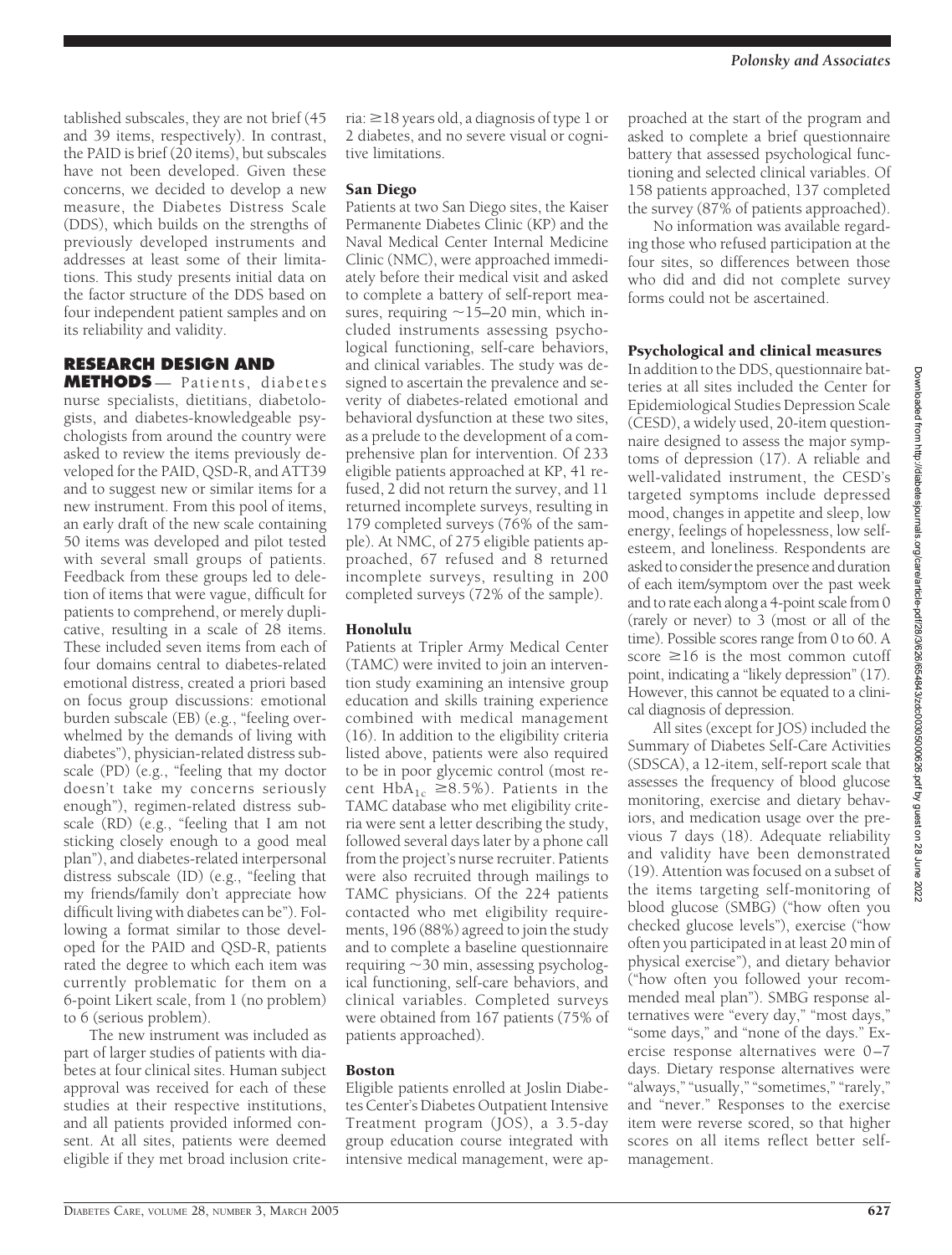tablished subscales, they are not brief (45 and 39 items, respectively). In contrast, the PAID is brief (20 items), but subscales have not been developed. Given these concerns, we decided to develop a new measure, the Diabetes Distress Scale (DDS), which builds on the strengths of previously developed instruments and addresses at least some of their limitations. This study presents initial data on the factor structure of the DDS based on four independent patient samples and on its reliability and validity.

## RESEARCH DESIGN AND METHODS

— Patients, diabetes nurse specialists, dietitians, diabetologists, and diabetes-knowledgeable psychologists from around the country were asked to review the items previously developed for the PAID, QSD-R, and ATT39 and to suggest new or similar items for a new instrument. From this pool of items, an early draft of the new scale containing 50 items was developed and pilot tested with several small groups of patients. Feedback from these groups led to deletion of items that were vague, difficult for patients to comprehend, or merely duplicative, resulting in a scale of 28 items. These included seven items from each of four domains central to diabetes-related emotional distress, created a priori based on focus group discussions: emotional burden subscale (EB) (e.g., "feeling overwhelmed by the demands of living with diabetes"), physician-related distress subscale (PD) (e.g., "feeling that my doctor doesn't take my concerns seriously enough"), regimen-related distress subscale (RD) (e.g., "feeling that I am not sticking closely enough to a good meal plan"), and diabetes-related interpersonal distress subscale (ID) (e.g., "feeling that my friends/family don't appreciate how difficult living with diabetes can be"). Following a format similar to those developed for the PAID and QSD-R, patients rated the degree to which each item was currently problematic for them on a 6-point Likert scale, from 1 (no problem) to 6 (serious problem).

The new instrument was included as part of larger studies of patients with diabetes at four clinical sites. Human subject approval was received for each of these studies at their respective institutions, and all patients provided informed consent. At all sites, patients were deemed eligible if they met broad inclusion criteria: ≥18 years old, a diagnosis of type 1 or 2 diabetes, and no severe visual or cognitive limitations.

### San Diego

Patients at two San Diego sites, the Kaiser Permanente Diabetes Clinic (KP) and the Naval Medical Center Internal Medicine Clinic (NMC), were approached immediately before their medical visit and asked to complete a battery of self-report measures, requiring ~15–20 min, which included instruments assessing psychological functioning, self-care behaviors, and clinical variables. The study was designed to ascertain the prevalence and severity of diabetes-related emotional and behavioral dysfunction at these two sites, as a prelude to the development of a comprehensive plan for intervention. Of 233 eligible patients approached at KP, 41 refused, 2 did not return the survey, and 11 returned incomplete surveys, resulting in 179 completed surveys (76% of the sample). At NMC, of 275 eligible patients approached, 67 refused and 8 returned incomplete surveys, resulting in 200 completed surveys (72% of the sample).

### Honolulu

Patients at Tripler Army Medical Center (TAMC) were invited to join an intervention study examining an intensive group education and skills training experience combined with medical management (16). In addition to the eligibility criteria listed above, patients were also required to be in poor glycemic control (most recent $HbA_{1c}$ ≥8.5%). Patients in the TAMC database who met eligibility criteria were sent a letter describing the study, followed several days later by a phone call from the project's nurse recruiter. Patients were also recruited through mailings to TAMC physicians. Of the 224 patients contacted who met eligibility requirements, 196 (88%) agreed to join the study and to complete a baseline questionnaire requiring ~30 min, assessing psychological functioning, self-care behaviors, and clinical variables. Completed surveys were obtained from 167 patients (75% of patients approached).

### Boston

Eligible patients enrolled at Joslin Diabetes Center's Diabetes Outpatient Intensive Treatment program (JOS), a 3.5-day group education course integrated with intensive medical management, were approached at the start of the program and asked to complete a brief questionnaire battery that assessed psychological functioning and selected clinical variables. Of 158 patients approached, 137 completed the survey (87% of patients approached).

No information was available regarding those who refused participation at the four sites, so differences between those who did and did not complete survey forms could not be ascertained.

### Psychological and clinical measures

In addition to the DDS, questionnaire batteries at all sites included the Center for Epidemiological Studies Depression Scale (CESD), a widely used, 20-item questionnaire designed to assess the major symptoms of depression (17). A reliable and well-validated instrument, the CESD's targeted symptoms include depressed mood, changes in appetite and sleep, low energy, feelings of hopelessness, low self-esteem, and loneliness. Respondents are asked to consider the presence and duration of each item/symptom over the past week and to rate each along a 4-point scale from 0 (rarely or never) to 3 (most or all of the time). Possible scores range from 0 to 60. A score ≥16 is the most common cutoff point, indicating a "likely depression" (17). However, this cannot be equated to a clinical diagnosis of depression.

All sites (except for JOS) included the Summary of Diabetes Self-Care Activities (SDSCA), a 12-item, self-report scale that assesses the frequency of blood glucose monitoring, exercise and dietary behaviors, and medication usage over the previous 7 days (18). Adequate reliability and validity have been demonstrated (19). Attention was focused on a subset of the items targeting self-monitoring of blood glucose (SMBG) ("how often you checked glucose levels"), exercise ("how often you participated in at least 20 min of physical exercise"), and dietary behavior ("how often you followed your recommended meal plan"). SMBG response alternatives were "every day," "most days," "some days," and "none of the days." Exercise response alternatives were 0–7 days. Dietary response alternatives were "always," "usually," "sometimes," "rarely," and "never." Responses to the exercise item were reverse scored, so that higher scores on all items reflect better self-management.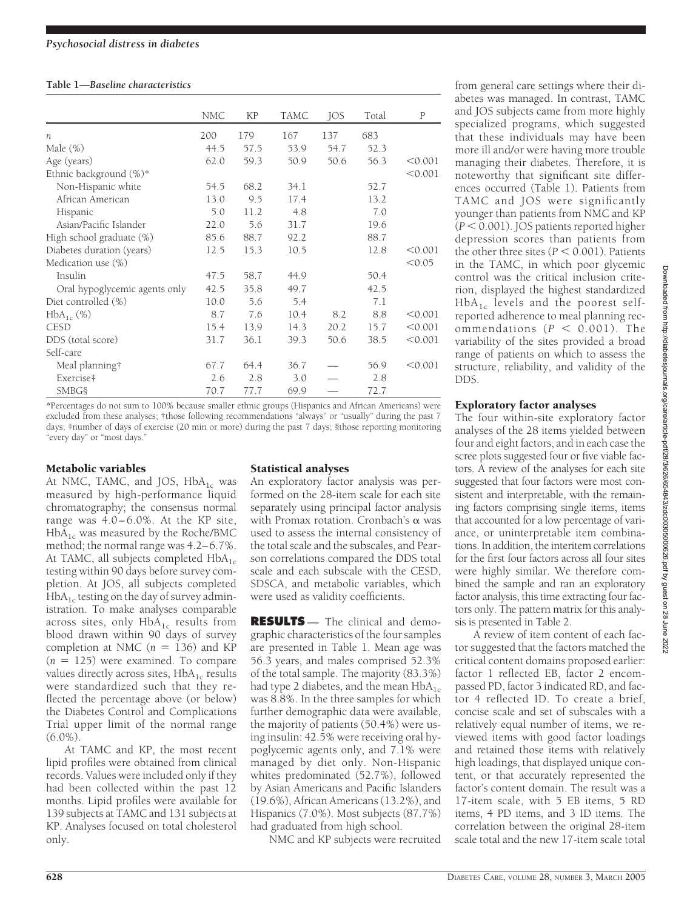**Table 1—Baseline characteristics**

| | NMC | KP | TAMC | JOS | Total | *P* |
|---|---|---|---|---|---|---|
| *n* | 200 | 179 | 167 | 137 | 683 | |
| Male (%) | 44.5 | 57.5 | 53.9 | 54.7 | 52.3 | |
| Age (years) | 62.0 | 59.3 | 50.9 | 50.6 | 56.3 | <0.001 |
| Ethnic background (%)* | | | | | | <0.001 |
| Non-Hispanic white | 54.5 | 68.2 | 34.1 | | 52.7 | |
| African American | 13.0 | 9.5 | 17.4 | | 13.2 | |
| Hispanic | 5.0 | 11.2 | 4.8 | | 7.0 | |
| Asian/Pacific Islander | 22.0 | 5.6 | 31.7 | | 19.6 | |
| High school graduate (%) | 85.6 | 88.7 | 92.2 | | 88.7 | |
| Diabetes duration (years) | 12.5 | 15.3 | 10.5 | | 12.8 | <0.001 |
| Medication use (%) | | | | | | <0.05 |
| Insulin | 47.5 | 58.7 | 44.9 | | 50.4 | |
| Oral hypoglycemic agents only | 42.5 | 35.8 | 49.7 | | 42.5 | |
| Diet controlled (%) | 10.0 | 5.6 | 5.4 | | 7.1 | |
| $HbA_{1c}$ (%) | 8.7 | 7.6 | 10.4 | 8.2 | 8.8 | <0.001 |
| CESD | 15.4 | 13.9 | 14.3 | 20.2 | 15.7 | <0.001 |
| DDS (total score) | 31.7 | 36.1 | 39.3 | 50.6 | 38.5 | <0.001 |
| Self-care | | | | | | |
| Meal planning† | 67.7 | 64.4 | 36.7 | — | 56.9 | <0.001 |
| Exercise‡ | 2.6 | 2.8 | 3.0 | — | 2.8 | |
| SMBG§ | 70.7 | 77.7 | 69.9 | — | 72.7 | |

*Percentages do not sum to 100% because smaller ethnic groups (Hispanics and African Americans) were excluded from these analyses; †those following recommendations "always" or "usually" during the past 7 days; ‡number of days of exercise (20 min or more) during the past 7 days; §those reporting monitoring "every day" or "most days."

### Metabolic variables

At NMC, TAMC, and JOS, $HbA_{1c}$ was measured by high-performance liquid chromatography; the consensus normal range was 4.0–6.0%. At the KP site, $HbA_{1c}$ was measured by the Roche/BMC method; the normal range was 4.2–6.7%. At TAMC, all subjects completed $HbA_{1c}$ testing within 90 days before survey completion. At JOS, all subjects completed $HbA_{1c}$ testing on the day of survey administration. To make analyses comparable across sites, only $HbA_{1c}$ results from blood drawn within 90 days of survey completion at NMC ($n = 136$) and KP ($n = 125$) were examined. To compare values directly across sites, $HbA_{1c}$ results were standardized such that they reflected the percentage above (or below) the Diabetes Control and Complications Trial upper limit of the normal range (6.0%).

At TAMC and KP, the most recent lipid profiles were obtained from clinical records. Values were included only if they had been collected within the past 12 months. Lipid profiles were available for 139 subjects at TAMC and 131 subjects at KP. Analyses focused on total cholesterol only.

### Statistical analyses

An exploratory factor analysis was performed on the 28-item scale for each site separately using principal factor analysis with Promax rotation. Cronbach's α was used to assess the internal consistency of the total scale and the subscales, and Pearson correlations compared the DDS total scale and each subscale with the CESD, SDSCA, and metabolic variables, which were used as validity coefficients.

## RESULTS

The clinical and demographic characteristics of the four samples are presented in Table 1. Mean age was 56.3 years, and males comprised 52.3% of the total sample. The majority (83.3%) had type 2 diabetes, and the mean $HbA_{1c}$ was 8.8%. In the three samples for which further demographic data were available, the majority of patients (50.4%) were using insulin: 42.5% were receiving oral hypoglycemic agents only, and 7.1% were managed by diet only. Non-Hispanic whites predominated (52.7%), followed by Asian Americans and Pacific Islanders (19.6%), African Americans (13.2%), and Hispanics (7.0%). Most subjects (87.7%) had graduated from high school.

NMC and KP subjects were recruited from general care settings where their diabetes was managed. In contrast, TAMC and JOS subjects came from more highly specialized programs, which suggested that these individuals may have been more ill and/or were having more trouble managing their diabetes. Therefore, it is noteworthy that significant site differences occurred (Table 1). Patients from TAMC and JOS were significantly younger than patients from NMC and KP ($P < 0.001$). JOS patients reported higher depression scores than patients from the other three sites ($P < 0.001$). Patients in the TAMC, in which poor glycemic control was the critical inclusion criterion, displayed the highest standardized $HbA_{1c}$ levels and the poorest self-reported adherence to meal planning recommendations ($P < 0.001$). The variability of the sites provided a broad range of patients on which to assess the structure, reliability, and validity of the DDS.

### Exploratory factor analyses

The four within-site exploratory factor analyses of the 28 items yielded between four and eight factors, and in each case the scree plots suggested four or five viable factors. A review of the analyses for each site suggested that four factors were most consistent and interpretable, with the remaining factors comprising single items, items that accounted for a low percentage of variance, or uninterpretable item combinations. In addition, the interitem correlations for the first four factors across all four sites were highly similar. We therefore combined the sample and ran an exploratory factor analysis, this time extracting four factors only. The pattern matrix for this analysis is presented in Table 2.

A review of item content of each factor suggested that the factors matched the critical content domains proposed earlier: factor 1 reflected EB, factor 2 encompassed PD, factor 3 indicated RD, and factor 4 reflected ID. To create a brief, concise scale and set of subscales with a relatively equal number of items, we reviewed items with good factor loadings and retained those items with relatively high loadings, that displayed unique content, or that accurately represented the factor's content domain. The result was a 17-item scale, with 5 EB items, 5 RD items, 4 PD items, and 3 ID items. The correlation between the original 28-item scale total and the new 17-item scale total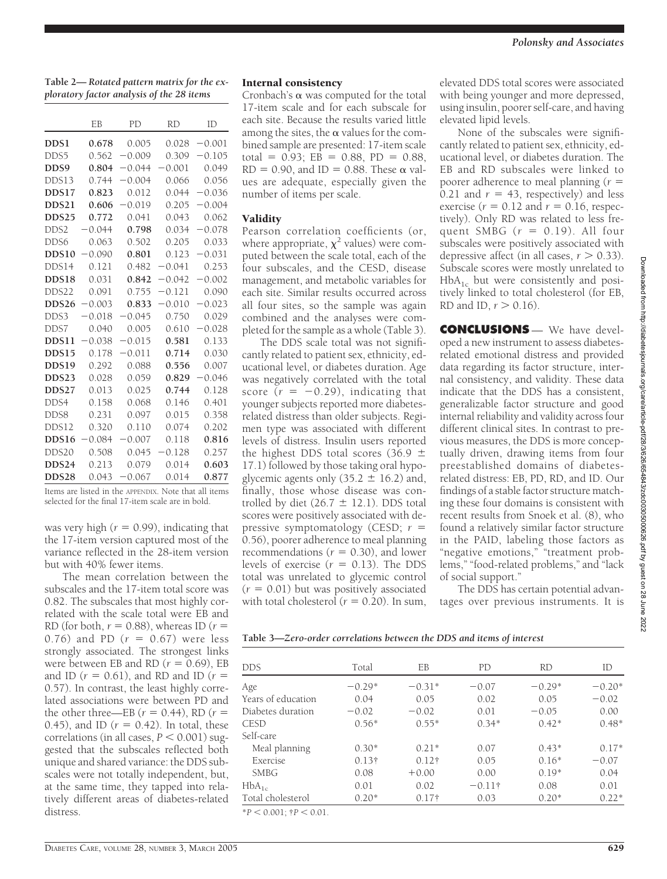**Table 2—** ***Rotated pattern matrix for the exploratory factor analysis of the 28 items***

| | EB | PD | RD | ID |
|---|---|---|---|---|
| **DDS1** | **0.678** | 0.005 | 0.028 | −0.001 |
| DDS5 | 0.562 | −0.009 | 0.309 | −0.105 |
| **DDS9** | **0.804** | −0.044 | −0.001 | 0.049 |
| DDS13 | 0.744 | −0.004 | 0.066 | 0.056 |
| **DDS17** | **0.823** | 0.012 | 0.044 | −0.036 |
| **DDS21** | **0.606** | −0.019 | 0.205 | −0.004 |
| **DDS25** | **0.772** | 0.041 | 0.043 | 0.062 |
| DDS2 | −0.044 | **0.798** | 0.034 | −0.078 |
| DDS6 | 0.063 | 0.502 | 0.205 | 0.033 |
| **DDS10** | −0.090 | **0.801** | 0.123 | −0.031 |
| DDS14 | 0.121 | 0.482 | −0.041 | 0.253 |
| **DDS18** | 0.031 | **0.842** | −0.042 | −0.002 |
| DDS22 | 0.091 | 0.755 | −0.121 | 0.090 |
| **DDS26** | −0.003 | **0.833** | −0.010 | −0.023 |
| DDS3 | −0.018 | −0.045 | 0.750 | 0.029 |
| DDS7 | 0.040 | 0.005 | 0.610 | −0.028 |
| **DDS11** | −0.038 | −0.015 | **0.581** | 0.133 |
| **DDS15** | 0.178 | −0.011 | **0.714** | 0.030 |
| **DDS19** | 0.292 | 0.088 | **0.556** | 0.007 |
| **DDS23** | 0.028 | 0.059 | **0.829** | −0.046 |
| **DDS27** | 0.013 | 0.025 | **0.744** | 0.128 |
| DDS4 | 0.158 | 0.068 | 0.146 | 0.401 |
| DDS8 | 0.231 | 0.097 | 0.015 | 0.358 |
| DDS12 | 0.320 | 0.110 | 0.074 | 0.202 |
| **DDS16** | −0.084 | −0.007 | 0.118 | **0.816** |
| DDS20 | 0.508 | 0.045 | −0.128 | 0.257 |
| **DDS24** | 0.213 | 0.079 | 0.014 | **0.603** |
| **DDS28** | 0.043 | −0.067 | 0.014 | **0.877** |

Items are listed in the APPENDIX. Note that all items selected for the final 17-item scale are in bold.

was very high ($r = 0.99$), indicating that the 17-item version captured most of the variance reflected in the 28-item version but with 40% fewer items.

The mean correlation between the subscales and the 17-item total score was 0.82. The subscales that most highly correlated with the scale total were EB and RD (for both, $r = 0.88$), whereas ID ($r = 0.76$) and PD ($r = 0.67$) were less strongly associated. The strongest links were between EB and RD ($r = 0.69$), EB and ID ($r = 0.61$), and RD and ID ($r = 0.57$). In contrast, the least highly correlated associations were between PD and the other three—EB ($r = 0.44$), RD ($r = 0.45$), and ID ($r = 0.42$). In total, these correlations (in all cases, $P < 0.001$) suggested that the subscales reflected both unique and shared variance: the DDS subscales were not totally independent, but, at the same time, they tapped into relatively different areas of diabetes-related distress.

## Internal consistency

Cronbach's α was computed for the total 17-item scale and for each subscale for each site. Because the results varied little among the sites, the α values for the combined sample are presented: 17-item scale total = 0.93; EB = 0.88, PD = 0.88, RD = 0.90, and ID = 0.88. These α values are adequate, especially given the number of items per scale.

## Validity

Pearson correlation coefficients (or, where appropriate, $\chi^2$ values) were computed between the scale total, each of the four subscales, and the CESD, disease management, and metabolic variables for each site. Similar results occurred across all four sites, so the sample was again combined and the analyses were completed for the sample as a whole (Table 3).

The DDS scale total was not significantly related to patient sex, ethnicity, educational level, or diabetes duration. Age was negatively correlated with the total score ($r = -0.29$), indicating that younger subjects reported more diabetes-related distress than older subjects. Regimen type was associated with different levels of distress. Insulin users reported the highest DDS total scores (36.9 ± 17.1) followed by those taking oral hypoglycemic agents only (35.2 ± 16.2) and, finally, those whose disease was controlled by diet (26.7 ± 12.1). DDS total scores were positively associated with depressive symptomatology (CESD; $r = 0.56$), poorer adherence to meal planning recommendations ($r = 0.30$), and lower levels of exercise ($r = 0.13$). The DDS total was unrelated to glycemic control ($r = 0.01$) but was positively associated with total cholesterol ($r = 0.20$). In sum, elevated DDS total scores were associated with being younger and more depressed, using insulin, poorer self-care, and having elevated lipid levels.

None of the subscales were significantly related to patient sex, ethnicity, educational level, or diabetes duration. The EB and RD subscales were linked to poorer adherence to meal planning ($r = 0.21$ and $r = 43$, respectively) and less exercise ($r = 0.12$ and $r = 0.16$, respectively). Only RD was related to less frequent SMBG ($r = 0.19$). All four subscales were positively associated with depressive affect (in all cases, $r > 0.33$). Subscale scores were mostly unrelated to $HbA_{1c}$ but were consistently and positively linked to total cholesterol (for EB, RD and ID, $r > 0.16$).

# CONCLUSIONS

We have developed a new instrument to assess diabetes-related emotional distress and provided data regarding its factor structure, internal consistency, and validity. These data indicate that the DDS has a consistent, generalizable factor structure and good internal reliability and validity across four different clinical sites. In contrast to previous measures, the DDS is more conceptually driven, drawing items from four preestablished domains of diabetes-related distress: EB, PD, RD, and ID. Our findings of a stable factor structure matching these four domains is consistent with recent results from Snoek et al. (8), who found a relatively similar factor structure in the PAID, labeling those factors as "negative emotions," "treatment problems," "food-related problems," and "lack of social support."

The DDS has certain potential advantages over previous instruments. It is

**Table 3—** ***Zero-order correlations between the DDS and items of interest***

| DDS | Total | EB | PD | RD | ID |
|---|---|---|---|---|---|
| Age | −0.29* | −0.31* | −0.07 | −0.29* | −0.20* |
| Years of education | 0.04 | 0.05 | 0.02 | 0.05 | −0.02 |
| Diabetes duration | −0.02 | −0.02 | 0.01 | −0.05 | 0.00 |
| CESD | 0.56* | 0.55* | 0.34* | 0.42* | 0.48* |
| Self-care | | | | | |
| Meal planning | 0.30* | 0.21* | 0.07 | 0.43* | 0.17* |
| Exercise | 0.13† | 0.12† | 0.05 | 0.16* | −0.07 |
| SMBG | 0.08 | +0.00 | 0.00 | 0.19* | 0.04 |
| $HbA_{1c}$ | 0.01 | 0.02 | −0.11† | 0.08 | 0.01 |
| Total cholesterol | 0.20* | 0.17† | 0.03 | 0.20* | 0.22* |

*$P < 0.001$; †$P < 0.01$.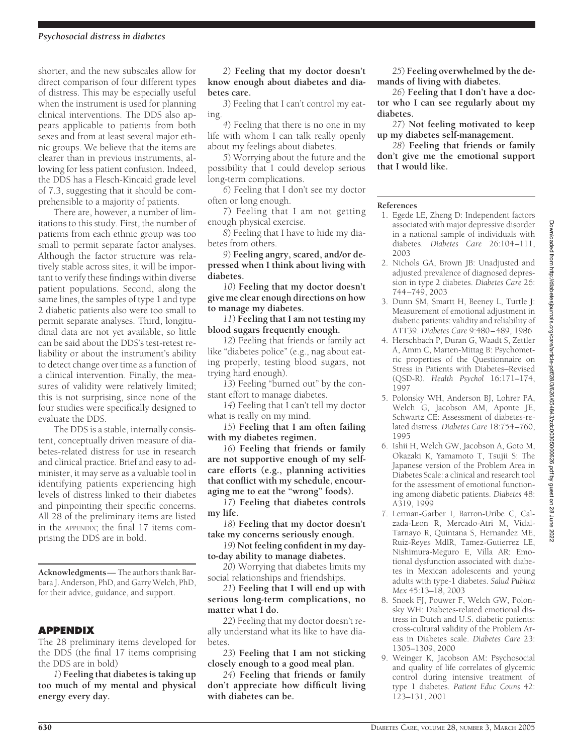shorter, and the new subscales allow for direct comparison of four different types of distress. This may be especially useful when the instrument is used for planning clinical interventions. The DDS also appears applicable to patients from both sexes and from at least several major ethnic groups. We believe that the items are clearer than in previous instruments, allowing for less patient confusion. Indeed, the DDS has a Flesch-Kincaid grade level of 7.3, suggesting that it should be comprehensible to a majority of patients.

There are, however, a number of limitations to this study. First, the number of patients from each ethnic group was too small to permit separate factor analyses. Although the factor structure was relatively stable across sites, it will be important to verify these findings within diverse patient populations. Second, along the same lines, the samples of type 1 and type 2 diabetic patients also were too small to permit separate analyses. Third, longitudinal data are not yet available, so little can be said about the DDS's test-retest reliability or about the instrument's ability to detect change over time as a function of a clinical intervention. Finally, the measures of validity were relatively limited; this is not surprising, since none of the four studies were specifically designed to evaluate the DDS.

The DDS is a stable, internally consistent, conceptually driven measure of diabetes-related distress for use in research and clinical practice. Brief and easy to administer, it may serve as a valuable tool in identifying patients experiencing high levels of distress linked to their diabetes and pinpointing their specific concerns. All 28 of the preliminary items are listed in the APPENDIX; the final 17 items comprising the DDS are in bold.

**Acknowledgments**— The authors thank Barbara J. Anderson, PhD, and Garry Welch, PhD, for their advice, guidance, and support.

## APPENDIX

The 28 preliminary items developed for the DDS (the final 17 items comprising the DDS are in bold)

*1*) **Feeling that diabetes is taking up too much of my mental and physical energy every day.**

*2*) **Feeling that my doctor doesn't know enough about diabetes and diabetes care.**

*3*) Feeling that I can't control my eating.

*4*) Feeling that there is no one in my life with whom I can talk really openly about my feelings about diabetes.

*5*) Worrying about the future and the possibility that I could develop serious long-term complications.

*6*) Feeling that I don't see my doctor often or long enough.

*7*) Feeling that I am not getting enough physical exercise.

*8*) Feeling that I have to hide my diabetes from others.

*9*) **Feeling angry, scared, and/or depressed when I think about living with diabetes.**

*10*) **Feeling that my doctor doesn't give me clear enough directions on how to manage my diabetes.**

*11*) **Feeling that I am not testing my blood sugars frequently enough.**

*12*) Feeling that friends or family act like "diabetes police" (e.g., nag about eating properly, testing blood sugars, not trying hard enough).

*13*) Feeling "burned out" by the constant effort to manage diabetes.

*14*) Feeling that I can't tell my doctor what is really on my mind.

*15*) **Feeling that I am often failing with my diabetes regimen.**

*16*) **Feeling that friends or family are not supportive enough of my self-care efforts (e.g., planning activities that conflict with my schedule, encouraging me to eat the "wrong" foods).**

*17*) **Feeling that diabetes controls my life.**

*18*) **Feeling that my doctor doesn't take my concerns seriously enough.**

*19*) **Not feeling confident in my day-to-day ability to manage diabetes.**

*20*) Worrying that diabetes limits my social relationships and friendships.

*21*) **Feeling that I will end up with serious long-term complications, no matter what I do.**

*22*) Feeling that my doctor doesn't really understand what its like to have diabetes.

*23*) **Feeling that I am not sticking closely enough to a good meal plan.**

*24*) **Feeling that friends or family don't appreciate how difficult living with diabetes can be.**

*25*) **Feeling overwhelmed by the demands of living with diabetes.**

*26*) **Feeling that I don't have a doctor who I can see regularly about my diabetes.**

*27*) **Not feeling motivated to keep up my diabetes self-management.**

*28*) **Feeling that friends or family don't give me the emotional support that I would like.**

### References

1. Egede LE, Zheng D: Independent factors associated with major depressive disorder in a national sample of individuals with diabetes. *Diabetes Care* 26:104–111, 2003
2. Nichols GA, Brown JB: Unadjusted and adjusted prevalence of diagnosed depression in type 2 diabetes. *Diabetes Care* 26: 744–749, 2003
3. Dunn SM, Smartt H, Beeney L, Turtle J: Measurement of emotional adjustment in diabetic patients: validity and reliability of ATT39. *Diabetes Care* 9:480–489, 1986
4. Herschbach P, Duran G, Waadt S, Zettler A, Amm C, Marten-Mittag B: Psychometric properties of the Questionnaire on Stress in Patients with Diabetes–Revised (QSD-R). *Health Psychol* 16:171–174, 1997
5. Polonsky WH, Anderson BJ, Lohrer PA, Welch G, Jacobson AM, Aponte JE, Schwartz CE: Assessment of diabetes-related distress. *Diabetes Care* 18:754–760, 1995
6. Ishii H, Welch GW, Jacobson A, Goto M, Okazaki K, Yamamoto T, Tsujii S: The Japanese version of the Problem Area in Diabetes Scale: a clinical and research tool for the assessment of emotional functioning among diabetic patients. *Diabetes* 48: A319, 1999
7. Lerman-Garber I, Barron-Uribe C, Calzada-Leon R, Mercado-Atri M, Vidal-Tarnayo R, Quintana S, Hernandez ME, Ruiz-Reyes MdlR, Tamez-Gutierrez LE, Nishimura-Meguro E, Villa AR: Emotional dysfunction associated with diabetes in Mexican adolescents and young adults with type-1 diabetes. *Salud Publica Mex* 45:13–18, 2003
8. Snoek FJ, Pouwer F, Welch GW, Polonsky WH: Diabetes-related emotional distress in Dutch and U.S. diabetic patients: cross-cultural validity of the Problem Areas in Diabetes scale. *Diabetes Care* 23: 1305–1309, 2000
9. Weinger K, Jacobson AM: Psychosocial and quality of life correlates of glycemic control during intensive treatment of type 1 diabetes. *Patient Educ Couns* 42: 123–131, 2001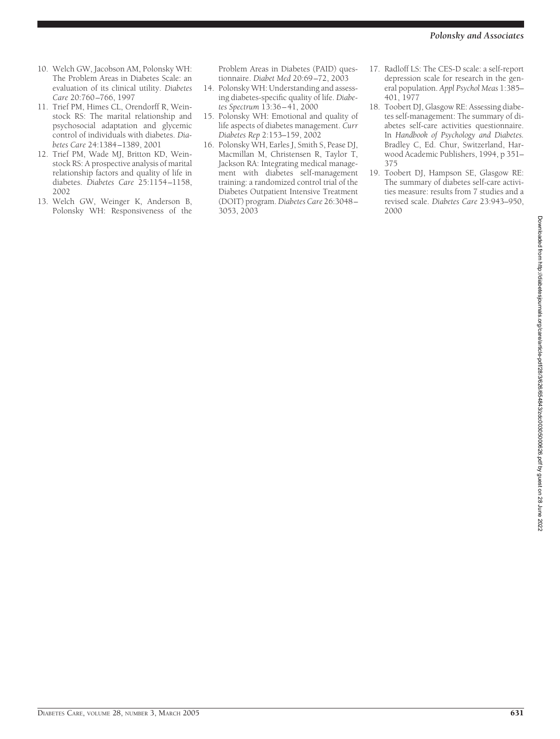10. Welch GW, Jacobson AM, Polonsky WH: The Problem Areas in Diabetes Scale: an evaluation of its clinical utility. *Diabetes Care* 20:760–766, 1997
11. Trief PM, Himes CL, Orendorff R, Weinstock RS: The marital relationship and psychosocial adaptation and glycemic control of individuals with diabetes. *Diabetes Care* 24:1384–1389, 2001
12. Trief PM, Wade MJ, Britton KD, Weinstock RS: A prospective analysis of marital relationship factors and quality of life in diabetes. *Diabetes Care* 25:1154–1158, 2002
13. Welch GW, Weinger K, Anderson B, Polonsky WH: Responsiveness of the Problem Areas in Diabetes (PAID) questionnaire. *Diabet Med* 20:69–72, 2003
14. Polonsky WH: Understanding and assessing diabetes-specific quality of life. *Diabetes Spectrum* 13:36–41, 2000
15. Polonsky WH: Emotional and quality of life aspects of diabetes management. *Curr Diabetes Rep* 2:153–159, 2002
16. Polonsky WH, Earles J, Smith S, Pease DJ, Macmillan M, Christensen R, Taylor T, Jackson RA: Integrating medical management with diabetes self-management training: a randomized control trial of the Diabetes Outpatient Intensive Treatment (DOIT) program. *Diabetes Care* 26:3048–3053, 2003
17. Radloff LS: The CES-D scale: a self-report depression scale for research in the general population. *Appl Psychol Meas* 1:385–401, 1977
18. Toobert DJ, Glasgow RE: Assessing diabetes self-management: The summary of diabetes self-care activities questionnaire. In *Handbook of Psychology and Diabetes*. Bradley C, Ed. Chur, Switzerland, Harwood Academic Publishers, 1994, p 351–375
19. Toobert DJ, Hampson SE, Glasgow RE: The summary of diabetes self-care activities measure: results from 7 studies and a revised scale. *Diabetes Care* 23:943–950, 2000